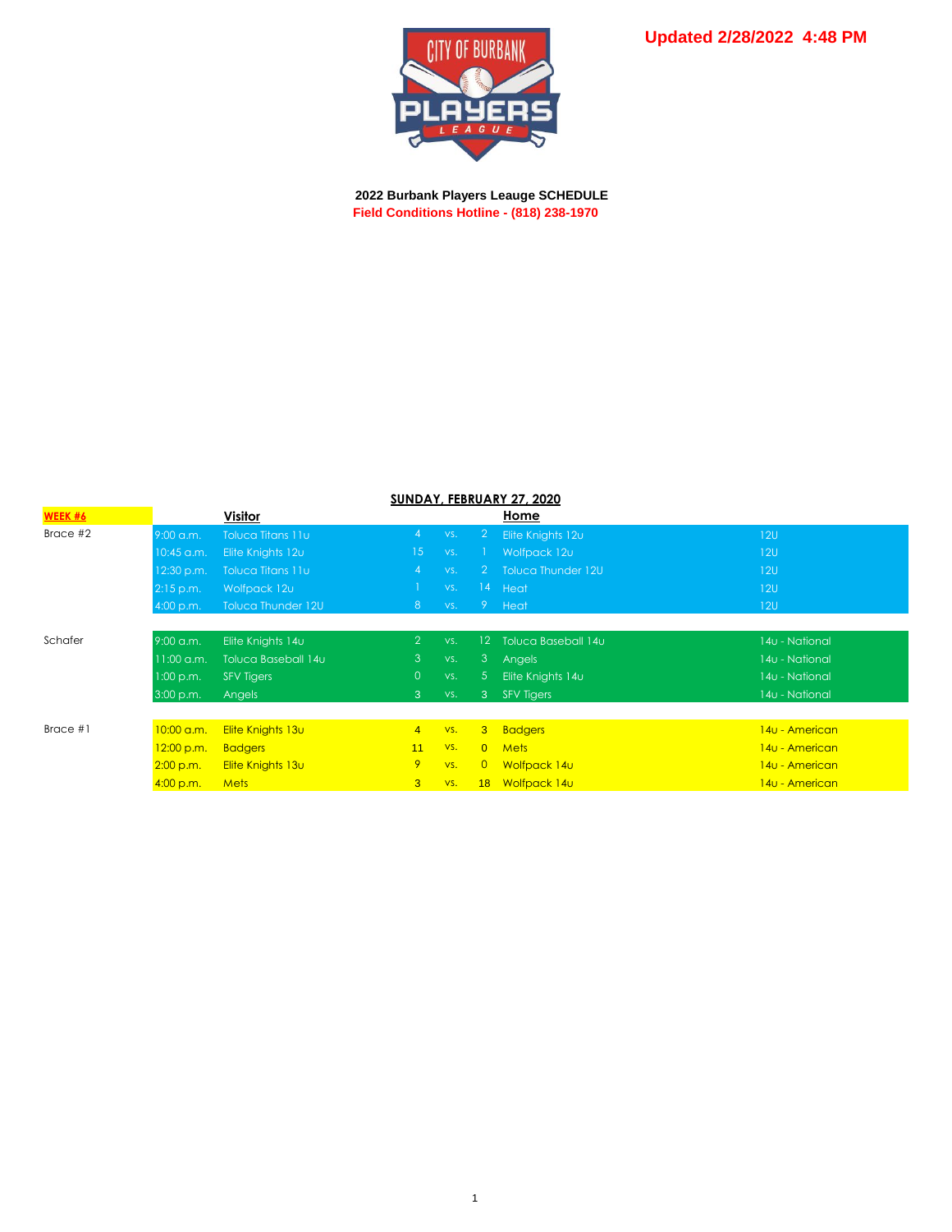**Updated 2/28/2022 4:48 PM**

**2022 Burbank Players Leauge SCHEDULE**

**Field Conditions Hotline - (818) 238-1970**

**SUNDAY, FEBRUARY 27, 2020**

| WEEK #6 | | Visitor | | | | Home | |
|---|---|---|---|---|---|---|---|
| Brace #2 | 9:00 a.m. | Toluca Titans 11u | 4 | vs. | 2 | Elite Knights 12u | 12U |
| | 10:45 a.m. | Elite Knights 12u | 15 | vs. | 1 | Wolfpack 12u | 12U |
| | 12:30 p.m. | Toluca Titans 11u | 4 | vs. | 2 | Toluca Thunder 12U | 12U |
| | 2:15 p.m. | Wolfpack 12u | 1 | vs. | 14 | Heat | 12U |
| | 4:00 p.m. | Toluca Thunder 12U | 8 | vs. | 9 | Heat | 12U |
| | | | | | | | |
| Schafer | 9:00 a.m. | Elite Knights 14u | 2 | vs. | 12 | Toluca Baseball 14u | 14u - National |
| | 11:00 a.m. | Toluca Baseball 14u | 3 | vs. | 3 | Angels | 14u - National |
| | 1:00 p.m. | SFV Tigers | 0 | vs. | 5 | Elite Knights 14u | 14u - National |
| | 3:00 p.m. | Angels | 3 | vs. | 3 | SFV Tigers | 14u - National |
| | | | | | | | |
| Brace #1 | 10:00 a.m. | Elite Knights 13u | 4 | vs. | 3 | Badgers | 14u - American |
| | 12:00 p.m. | Badgers | 11 | vs. | 0 | Mets | 14u - American |
| | 2:00 p.m. | Elite Knights 13u | 9 | vs. | 0 | Wolfpack 14u | 14u - American |
| | 4:00 p.m. | Mets | 3 | vs. | 18 | Wolfpack 14u | 14u - American |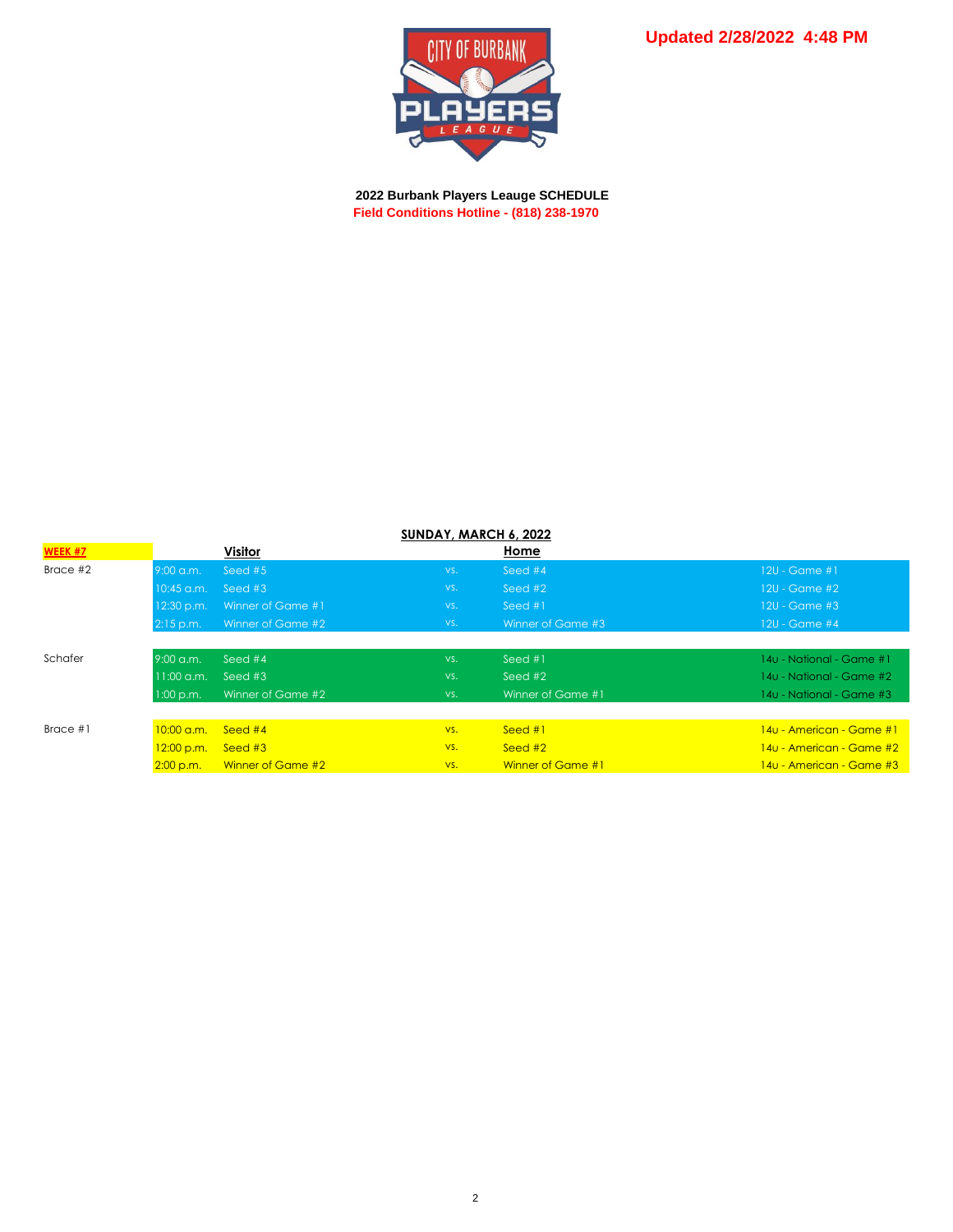**Updated 2/28/2022 4:48 PM**

**2022 Burbank Players Leauge SCHEDULE**

**Field Conditions Hotline - (818) 238-1970**

**SUNDAY, MARCH 6, 2022**

| **WEEK #7** | | **Visitor** | | **Home** | |
|---|---|---|---|---|---|
| Brace #2 | 9:00 a.m. | Seed #5 | vs. | Seed #4 | 12U - Game #1 |
| | 10:45 a.m. | Seed #3 | vs. | Seed #2 | 12U - Game #2 |
| | 12:30 p.m. | Winner of Game #1 | vs. | Seed #1 | 12U - Game #3 |
| | 2:15 p.m. | Winner of Game #2 | vs. | Winner of Game #3 | 12U - Game #4 |
| | | | | | |
| Schafer | 9:00 a.m. | Seed #4 | vs. | Seed #1 | 14u - National - Game #1 |
| | 11:00 a.m. | Seed #3 | vs. | Seed #2 | 14u - National - Game #2 |
| | 1:00 p.m. | Winner of Game #2 | vs. | Winner of Game #1 | 14u - National - Game #3 |
| | | | | | |
| Brace #1 | 10:00 a.m. | Seed #4 | vs. | Seed #1 | 14u - American - Game #1 |
| | 12:00 p.m. | Seed #3 | vs. | Seed #2 | 14u - American - Game #2 |
| | 2:00 p.m. | Winner of Game #2 | vs. | Winner of Game #1 | 14u - American - Game #3 |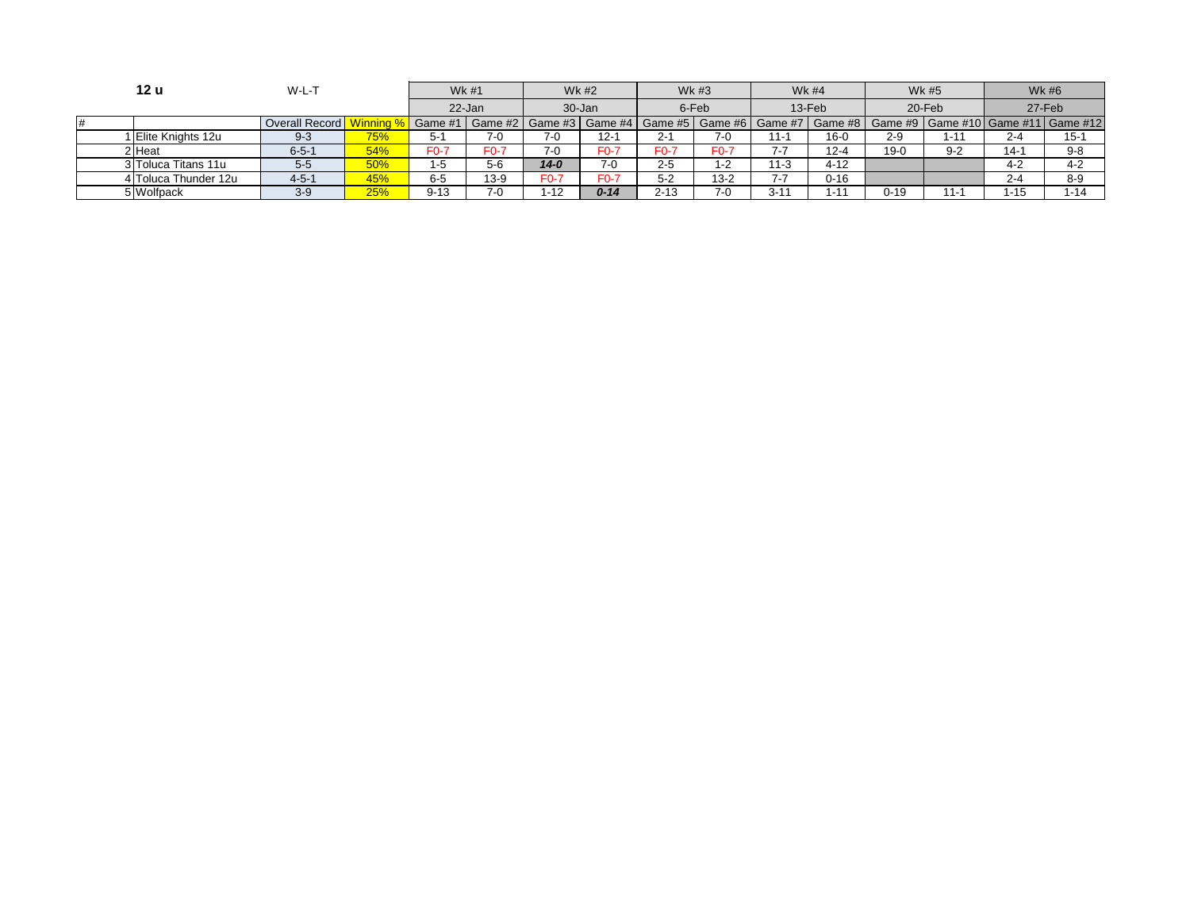| 12 u | | W-L-T | | Wk #1 | | Wk #2 | | Wk #3 | | Wk #4 | | Wk #5 | | Wk #6 | |
|---|---|---|---|---|---|---|---|---|---|---|---|---|---|---|---|
| | | | | 22-Jan | | 30-Jan | | 6-Feb | | 13-Feb | | 20-Feb | | 27-Feb | |
| # | | Overall Record | Winning % | Game #1 | Game #2 | Game #3 | Game #4 | Game #5 | Game #6 | Game #7 | Game #8 | Game #9 | Game #10 | Game #11 | Game #12 |
| 1 | Elite Knights 12u | 9-3 | 75% | 5-1 | 7-0 | 7-0 | 12-1 | 2-1 | 7-0 | 11-1 | 16-0 | 2-9 | 1-11 | 2-4 | 15-1 |
| 2 | Heat | 6-5-1 | 54% | F0-7 | F0-7 | 7-0 | F0-7 | F0-7 | F0-7 | 7-7 | 12-4 | 19-0 | 9-2 | 14-1 | 9-8 |
| 3 | Toluca Titans 11u | 5-5 | 50% | 1-5 | 5-6 | ***14-0*** | 7-0 | 2-5 | 1-2 | 11-3 | 4-12 | | | 4-2 | 4-2 |
| 4 | Toluca Thunder 12u | 4-5-1 | 45% | 6-5 | 13-9 | F0-7 | F0-7 | 5-2 | 13-2 | 7-7 | 0-16 | | | 2-4 | 8-9 |
| 5 | Wolfpack | 3-9 | 25% | 9-13 | 7-0 | 1-12 | ***0-14*** | 2-13 | 7-0 | 3-11 | 1-11 | 0-19 | 11-1 | 1-15 | 1-14 |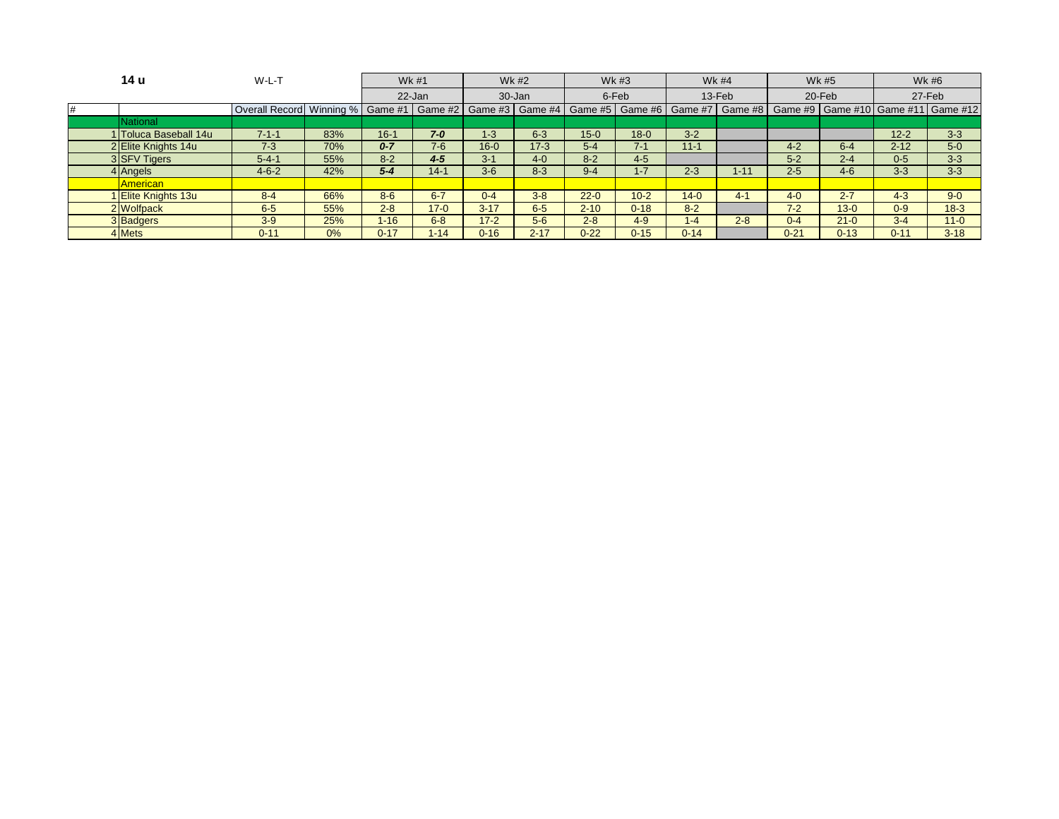| 14 u | | W-L-T | | Wk #1 | | Wk #2 | | Wk #3 | | Wk #4 | | Wk #5 | | Wk #6 | |
|---|---|---|---|---|---|---|---|---|---|---|---|---|---|---|---|
| | | | | 22-Jan | | 30-Jan | | 6-Feb | | 13-Feb | | 20-Feb | | 27-Feb | |
| # | | Overall Record | Winning % | Game #1 | Game #2 | Game #3 | Game #4 | Game #5 | Game #6 | Game #7 | Game #8 | Game #9 | Game #10 | Game #11 | Game #12 |
| | National | | | | | | | | | | | | | | |
| 1 | Toluca Baseball 14u | 7-1-1 | 83% | 16-1 | *7-0* | 1-3 | 6-3 | 15-0 | 18-0 | 3-2 | | | | 12-2 | 3-3 |
| 2 | Elite Knights 14u | 7-3 | 70% | *0-7* | 7-6 | 16-0 | 17-3 | 5-4 | 7-1 | 11-1 | | 4-2 | 6-4 | 2-12 | 5-0 |
| 3 | SFV Tigers | 5-4-1 | 55% | 8-2 | *4-5* | 3-1 | 4-0 | 8-2 | 4-5 | | | 5-2 | 2-4 | 0-5 | 3-3 |
| 4 | Angels | 4-6-2 | 42% | *5-4* | 14-1 | 3-6 | 8-3 | 9-4 | 1-7 | 2-3 | 1-11 | 2-5 | 4-6 | 3-3 | 3-3 |
| | American | | | | | | | | | | | | | | |
| 1 | Elite Knights 13u | 8-4 | 66% | 8-6 | 6-7 | 0-4 | 3-8 | 22-0 | 10-2 | 14-0 | 4-1 | 4-0 | 2-7 | 4-3 | 9-0 |
| 2 | Wolfpack | 6-5 | 55% | 2-8 | 17-0 | 3-17 | 6-5 | 2-10 | 0-18 | 8-2 | | 7-2 | 13-0 | 0-9 | 18-3 |
| 3 | Badgers | 3-9 | 25% | 1-16 | 6-8 | 17-2 | 5-6 | 2-8 | 4-9 | 1-4 | 2-8 | 0-4 | 21-0 | 3-4 | 11-0 |
| 4 | Mets | 0-11 | 0% | 0-17 | 1-14 | 0-16 | 2-17 | 0-22 | 0-15 | 0-14 | | 0-21 | 0-13 | 0-11 | 3-18 |